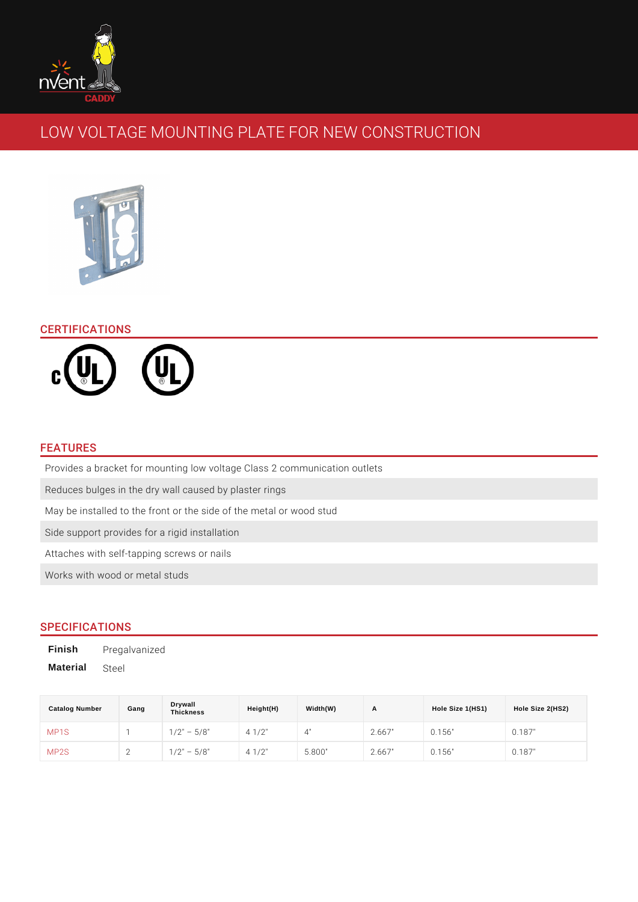# LOW VOLTAGE MOUNTING PLATE FOR NEW CONSTRUCTION

## CERTIFICATIONS

## FEATURES

- Provides a bracket for mounting low voltage Class 2 communication outlets
- Reduces bulges in the dry wall caused by plaster rings
- May be installed to the front or the side of the metal or wood stud
- Side support provides for a rigid installation
- Attaches with self-tapping screws or nails
- Works with wood or metal studs

## SPECIFICATIONS

**Finish** Pregalvanized

**Material** Steel

| Catalog Number | Gang | Drywall Thickness | Height(H) | Width(W) | A | Hole Size 1(HS1) | Hole Size 2(HS2) |
|---|---|---|---|---|---|---|---|
| MP1S | 1 | 1/2" – 5/8" | 4 1/2" | 4" | 2.667" | 0.156" | 0.187" |
| MP2S | 2 | 1/2" – 5/8" | 4 1/2" | 5.800" | 2.667" | 0.156" | 0.187" |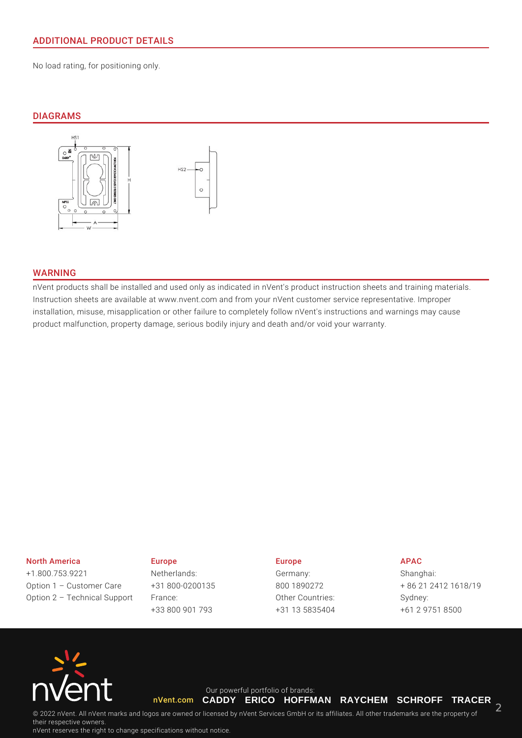## ADDITIONAL PRODUCT DETAILS

No load rating, for positioning only.

## DIAGRAMS

HS1

HS2

H

A

W

## WARNING

nVent products shall be installed and used only as indicated in nVent's product instruction sheets and training materials. Instruction sheets are available at www.nvent.com and from your nVent customer service representative. Improper installation, misuse, misapplication or other failure to completely follow nVent's instructions and warnings may cause product malfunction, property damage, serious bodily injury and death and/or void your warranty.

**North America**
+1.800.753.9221
Option 1 – Customer Care
Option 2 – Technical Support

**Europe**
Netherlands:
+31 800-0200135
France:
+33 800 901 793

**Europe**
Germany:
800 1890272
Other Countries:
+31 13 5835404

**APAC**
Shanghai:
+ 86 21 2412 1618/19
Sydney:
+61 2 9751 8500

Our powerful portfolio of brands:
nVent.com CADDY ERICO HOFFMAN RAYCHEM SCHROFF TRACER

© 2022 nVent. All nVent marks and logos are owned or licensed by nVent Services GmbH or its affiliates. All other trademarks are the property of their respective owners.
nVent reserves the right to change specifications without notice.